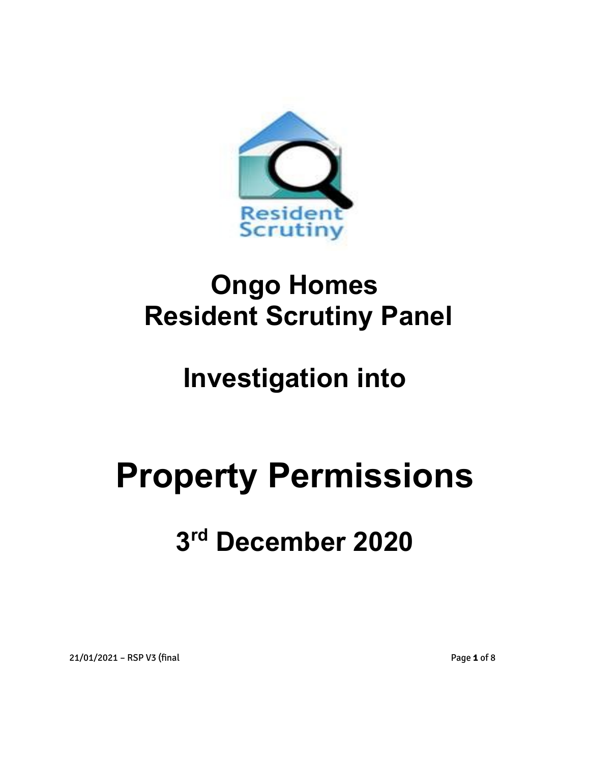Resident Scrutiny

# Ongo Homes Resident Scrutiny Panel

## Investigation into

# Property Permissions

## 3rd December 2020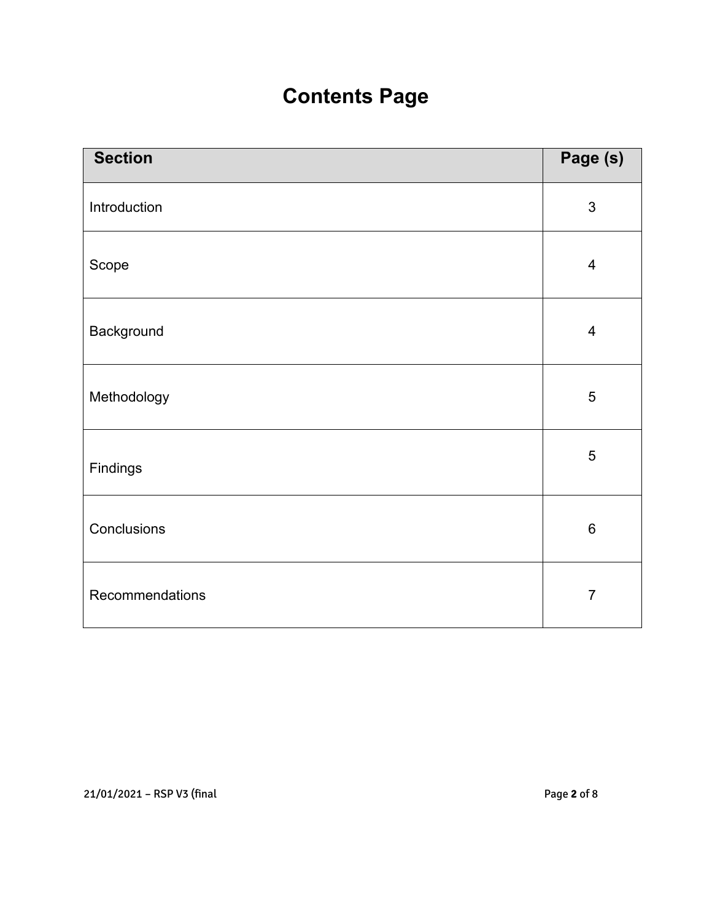# Contents Page

| Section | Page (s) |
| --- | --- |
| Introduction | 3 |
| Scope | 4 |
| Background | 4 |
| Methodology | 5 |
| Findings | 5 |
| Conclusions | 6 |
| Recommendations | 7 |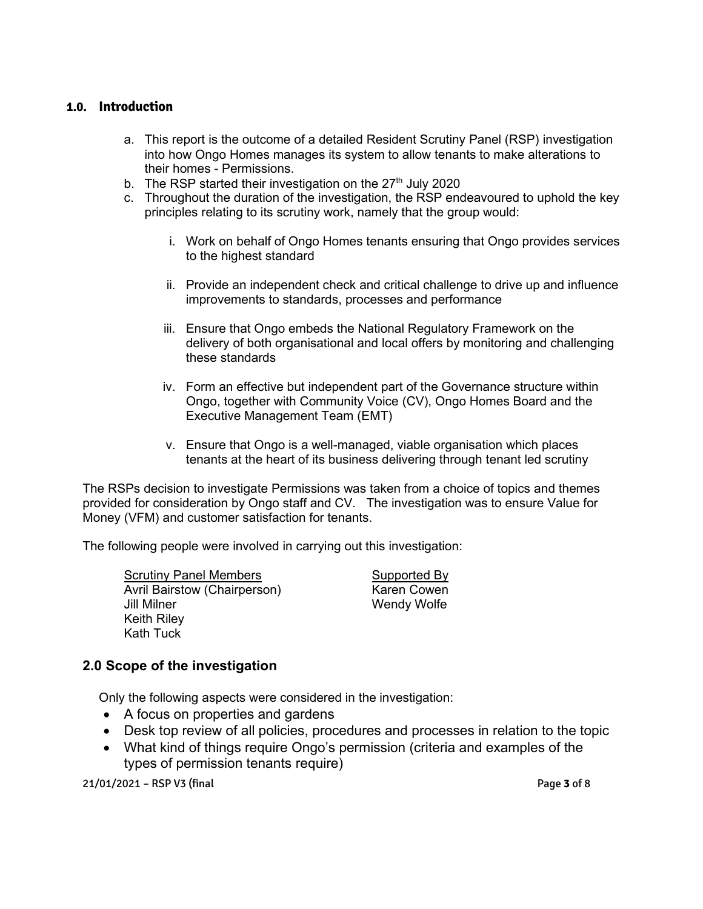## 1.0. Introduction

a. This report is the outcome of a detailed Resident Scrutiny Panel (RSP) investigation into how Ongo Homes manages its system to allow tenants to make alterations to their homes - Permissions.
b. The RSP started their investigation on the 27th July 2020
c. Throughout the duration of the investigation, the RSP endeavoured to uphold the key principles relating to its scrutiny work, namely that the group would:

   i. Work on behalf of Ongo Homes tenants ensuring that Ongo provides services to the highest standard

   ii. Provide an independent check and critical challenge to drive up and influence improvements to standards, processes and performance

   iii. Ensure that Ongo embeds the National Regulatory Framework on the delivery of both organisational and local offers by monitoring and challenging these standards

   iv. Form an effective but independent part of the Governance structure within Ongo, together with Community Voice (CV), Ongo Homes Board and the Executive Management Team (EMT)

   v. Ensure that Ongo is a well-managed, viable organisation which places tenants at the heart of its business delivering through tenant led scrutiny

The RSPs decision to investigate Permissions was taken from a choice of topics and themes provided for consideration by Ongo staff and CV. The investigation was to ensure Value for Money (VFM) and customer satisfaction for tenants.

The following people were involved in carrying out this investigation:

| Scrutiny Panel Members | Supported By |
|---|---|
| Avril Bairstow (Chairperson) | Karen Cowen |
| Jill Milner | Wendy Wolfe |
| Keith Riley | |
| Kath Tuck | |

## 2.0 Scope of the investigation

Only the following aspects were considered in the investigation:

- A focus on properties and gardens
- Desk top review of all policies, procedures and processes in relation to the topic
- What kind of things require Ongo's permission (criteria and examples of the types of permission tenants require)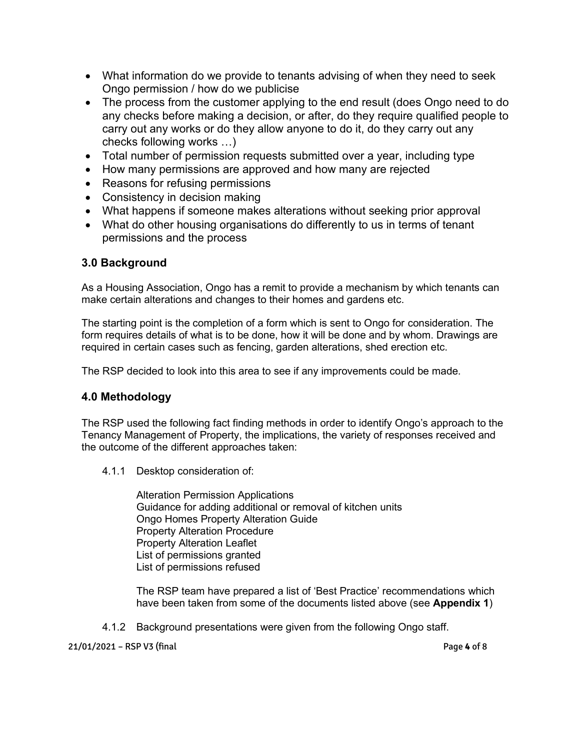- What information do we provide to tenants advising of when they need to seek Ongo permission / how do we publicise
- The process from the customer applying to the end result (does Ongo need to do any checks before making a decision, or after, do they require qualified people to carry out any works or do they allow anyone to do it, do they carry out any checks following works …)
- Total number of permission requests submitted over a year, including type
- How many permissions are approved and how many are rejected
- Reasons for refusing permissions
- Consistency in decision making
- What happens if someone makes alterations without seeking prior approval
- What do other housing organisations do differently to us in terms of tenant permissions and the process

## 3.0 Background

As a Housing Association, Ongo has a remit to provide a mechanism by which tenants can make certain alterations and changes to their homes and gardens etc.

The starting point is the completion of a form which is sent to Ongo for consideration. The form requires details of what is to be done, how it will be done and by whom. Drawings are required in certain cases such as fencing, garden alterations, shed erection etc.

The RSP decided to look into this area to see if any improvements could be made.

## 4.0 Methodology

The RSP used the following fact finding methods in order to identify Ongo's approach to the Tenancy Management of Property, the implications, the variety of responses received and the outcome of the different approaches taken:

4.1.1 Desktop consideration of:

Alteration Permission Applications
Guidance for adding additional or removal of kitchen units
Ongo Homes Property Alteration Guide
Property Alteration Procedure
Property Alteration Leaflet
List of permissions granted
List of permissions refused

The RSP team have prepared a list of 'Best Practice' recommendations which have been taken from some of the documents listed above (see **Appendix 1**)

4.1.2 Background presentations were given from the following Ongo staff.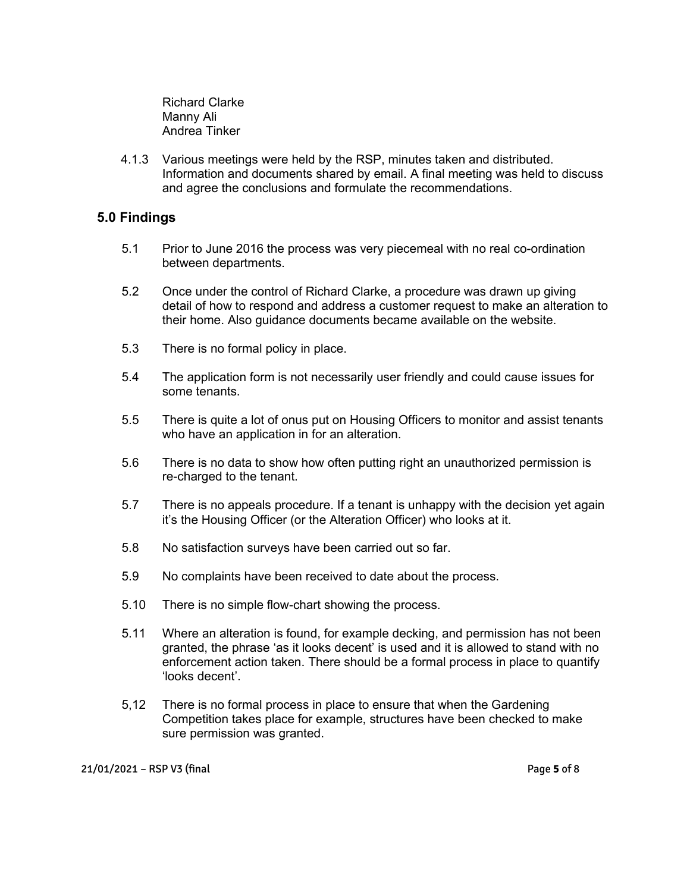Richard Clarke
Manny Ali
Andrea Tinker

4.1.3 Various meetings were held by the RSP, minutes taken and distributed. Information and documents shared by email. A final meeting was held to discuss and agree the conclusions and formulate the recommendations.

## 5.0 Findings

5.1 Prior to June 2016 the process was very piecemeal with no real co-ordination between departments.

5.2 Once under the control of Richard Clarke, a procedure was drawn up giving detail of how to respond and address a customer request to make an alteration to their home. Also guidance documents became available on the website.

5.3 There is no formal policy in place.

5.4 The application form is not necessarily user friendly and could cause issues for some tenants.

5.5 There is quite a lot of onus put on Housing Officers to monitor and assist tenants who have an application in for an alteration.

5.6 There is no data to show how often putting right an unauthorized permission is re-charged to the tenant.

5.7 There is no appeals procedure. If a tenant is unhappy with the decision yet again it's the Housing Officer (or the Alteration Officer) who looks at it.

5.8 No satisfaction surveys have been carried out so far.

5.9 No complaints have been received to date about the process.

5.10 There is no simple flow-chart showing the process.

5.11 Where an alteration is found, for example decking, and permission has not been granted, the phrase 'as it looks decent' is used and it is allowed to stand with no enforcement action taken. There should be a formal process in place to quantify 'looks decent'.

5,12 There is no formal process in place to ensure that when the Gardening Competition takes place for example, structures have been checked to make sure permission was granted.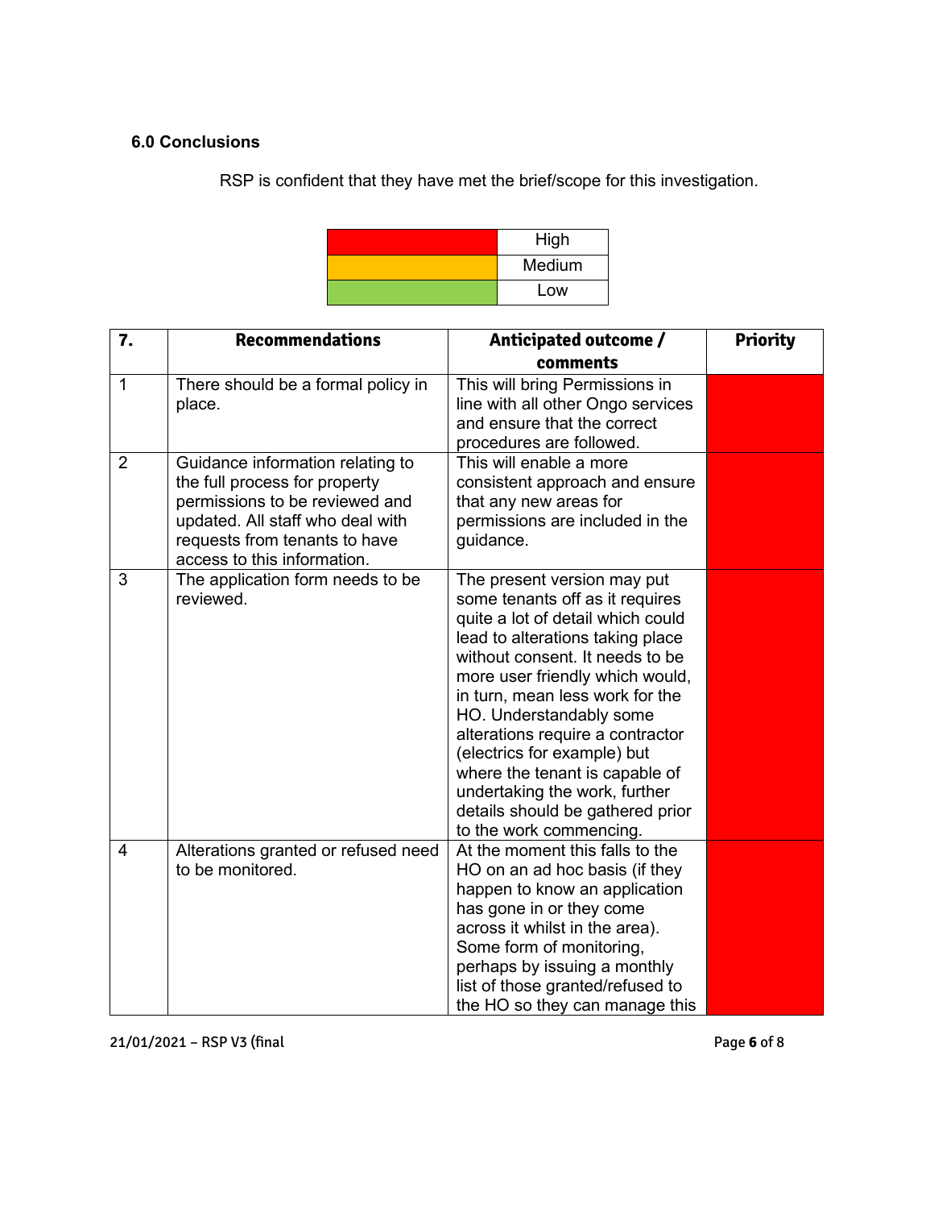### 6.0 Conclusions

RSP is confident that they have met the brief/scope for this investigation.

| Colour | Level |
|---|---|
| Red | High |
| Amber | Medium |
| Green | Low |

| 7. | Recommendations | Anticipated outcome / comments | Priority |
|---|---|---|---|
| 1 | There should be a formal policy in place. | This will bring Permissions in line with all other Ongo services and ensure that the correct procedures are followed. | High (red) |
| 2 | Guidance information relating to the full process for property permissions to be reviewed and updated. All staff who deal with requests from tenants to have access to this information. | This will enable a more consistent approach and ensure that any new areas for permissions are included in the guidance. | High (red) |
| 3 | The application form needs to be reviewed. | The present version may put some tenants off as it requires quite a lot of detail which could lead to alterations taking place without consent. It needs to be more user friendly which would, in turn, mean less work for the HO. Understandably some alterations require a contractor (electrics for example) but where the tenant is capable of undertaking the work, further details should be gathered prior to the work commencing. | High (red) |
| 4 | Alterations granted or refused need to be monitored. | At the moment this falls to the HO on an ad hoc basis (if they happen to know an application has gone in or they come across it whilst in the area). Some form of monitoring, perhaps by issuing a monthly list of those granted/refused to the HO so they can manage this | High (red) |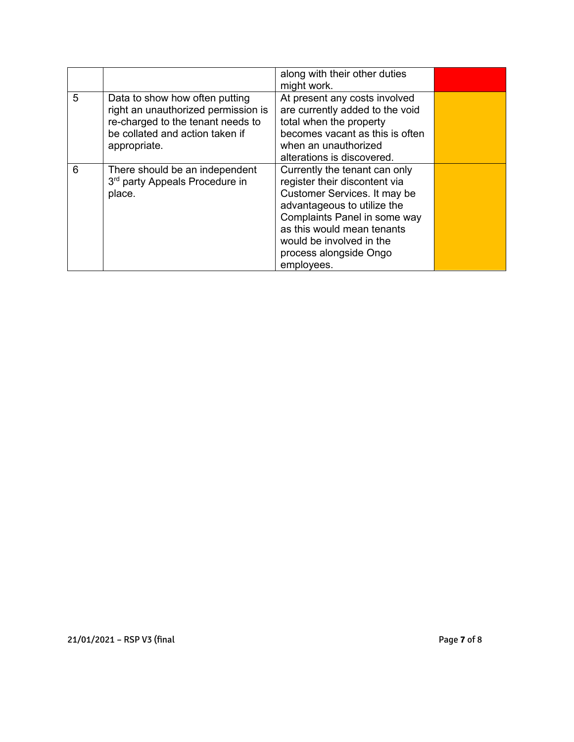| | | | |
|---|---|---|---|
| | | along with their other duties might work. | |
| 5 | Data to show how often putting right an unauthorized permission is re-charged to the tenant needs to be collated and action taken if appropriate. | At present any costs involved are currently added to the void total when the property becomes vacant as this is often when an unauthorized alterations is discovered. | |
| 6 | There should be an independent 3rd party Appeals Procedure in place. | Currently the tenant can only register their discontent via Customer Services. It may be advantageous to utilize the Complaints Panel in some way as this would mean tenants would be involved in the process alongside Ongo employees. | |